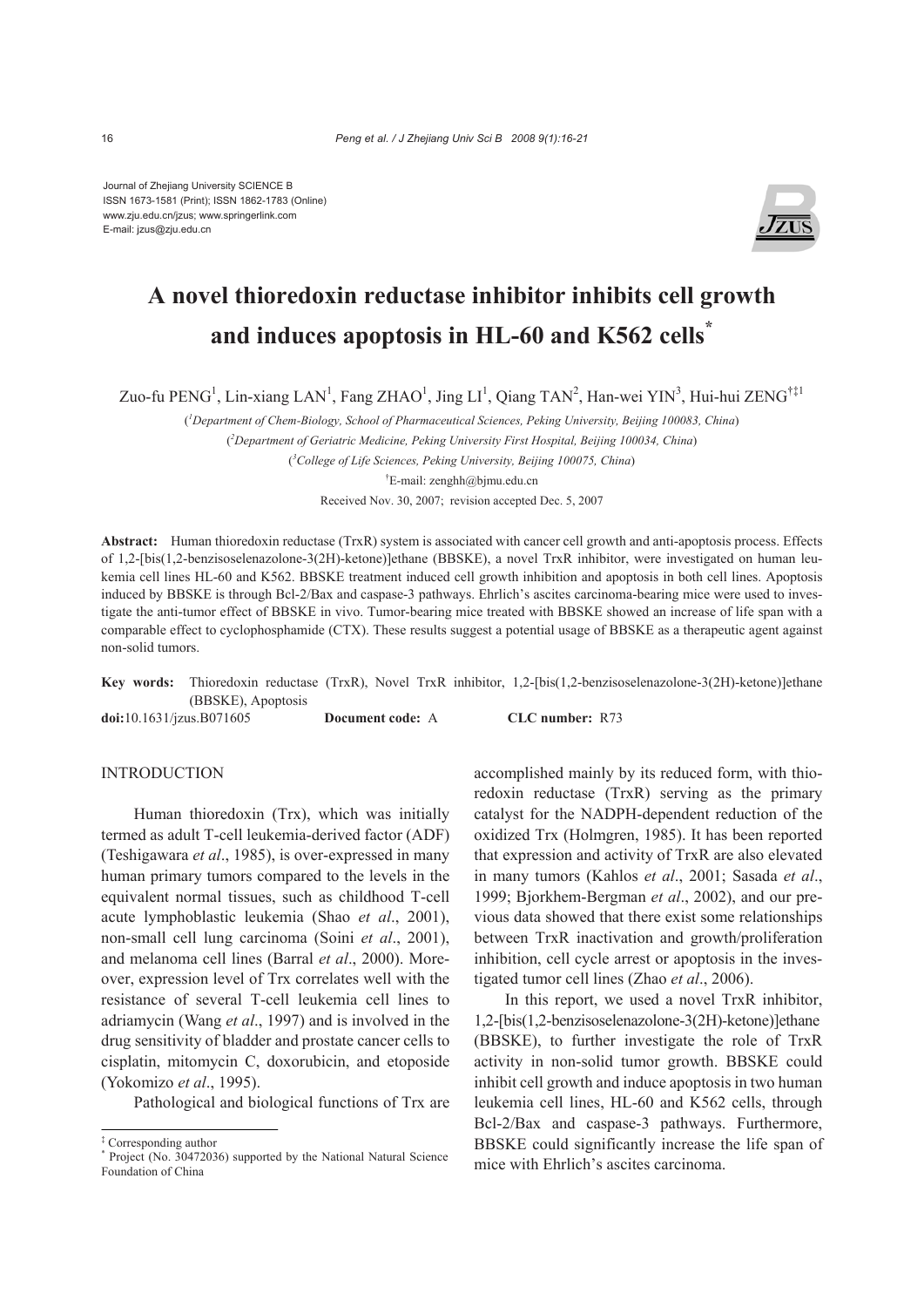Journal of Zhejiang University SCIENCE B
ISSN 1673-1581 (Print); ISSN 1862-1783 (Online)
www.zju.edu.cn/jzus; www.springerlink.com
E-mail: jzus@zju.edu.cn

# A novel thioredoxin reductase inhibitor inhibits cell growth and induces apoptosis in HL-60 and K562 cells*

Zuo-fu PENG[1], Lin-xiang LAN[1], Fang ZHAO[1], Jing LI[1], Qiang TAN[2], Han-wei YIN[3], Hui-hui ZENG[†‡1]

([1]*Department of Chem-Biology, School of Pharmaceutical Sciences, Peking University, Beijing 100083, China*)

([2]*Department of Geriatric Medicine, Peking University First Hospital, Beijing 100034, China*)

([3]*College of Life Sciences, Peking University, Beijing 100075, China*)

[†]E-mail: zenghh@bjmu.edu.cn

Received Nov. 30, 2007; revision accepted Dec. 5, 2007

**Abstract:** Human thioredoxin reductase (TrxR) system is associated with cancer cell growth and anti-apoptosis process. Effects of 1,2-[bis(1,2-benzisoselenazolone-3(2H)-ketone)]ethane (BBSKE), a novel TrxR inhibitor, were investigated on human leukemia cell lines HL-60 and K562. BBSKE treatment induced cell growth inhibition and apoptosis in both cell lines. Apoptosis induced by BBSKE is through Bcl-2/Bax and caspase-3 pathways. Ehrlich's ascites carcinoma-bearing mice were used to investigate the anti-tumor effect of BBSKE in vivo. Tumor-bearing mice treated with BBSKE showed an increase of life span with a comparable effect to cyclophosphamide (CTX). These results suggest a potential usage of BBSKE as a therapeutic agent against non-solid tumors.

**Key words:** Thioredoxin reductase (TrxR), Novel TrxR inhibitor, 1,2-[bis(1,2-benzisoselenazolone-3(2H)-ketone)]ethane (BBSKE), Apoptosis

**doi:**10.1631/jzus.B071605 **Document code:** A **CLC number:** R73

## INTRODUCTION

Human thioredoxin (Trx), which was initially termed as adult T-cell leukemia-derived factor (ADF) (Teshigawara *et al*., 1985), is over-expressed in many human primary tumors compared to the levels in the equivalent normal tissues, such as childhood T-cell acute lymphoblastic leukemia (Shao *et al*., 2001), non-small cell lung carcinoma (Soini *et al*., 2001), and melanoma cell lines (Barral *et al*., 2000). Moreover, expression level of Trx correlates well with the resistance of several T-cell leukemia cell lines to adriamycin (Wang *et al*., 1997) and is involved in the drug sensitivity of bladder and prostate cancer cells to cisplatin, mitomycin C, doxorubicin, and etoposide (Yokomizo *et al*., 1995).

Pathological and biological functions of Trx are accomplished mainly by its reduced form, with thioredoxin reductase (TrxR) serving as the primary catalyst for the NADPH-dependent reduction of the oxidized Trx (Holmgren, 1985). It has been reported that expression and activity of TrxR are also elevated in many tumors (Kahlos *et al*., 2001; Sasada *et al*., 1999; Bjorkhem-Bergman *et al*., 2002), and our previous data showed that there exist some relationships between TrxR inactivation and growth/proliferation inhibition, cell cycle arrest or apoptosis in the investigated tumor cell lines (Zhao *et al*., 2006).

In this report, we used a novel TrxR inhibitor, 1,2-[bis(1,2-benzisoselenazolone-3(2H)-ketone)]ethane (BBSKE), to further investigate the role of TrxR activity in non-solid tumor growth. BBSKE could inhibit cell growth and induce apoptosis in two human leukemia cell lines, HL-60 and K562 cells, through Bcl-2/Bax and caspase-3 pathways. Furthermore, BBSKE could significantly increase the life span of mice with Ehrlich's ascites carcinoma.

---

‡ Corresponding author

\* Project (No. 30472036) supported by the National Natural Science Foundation of China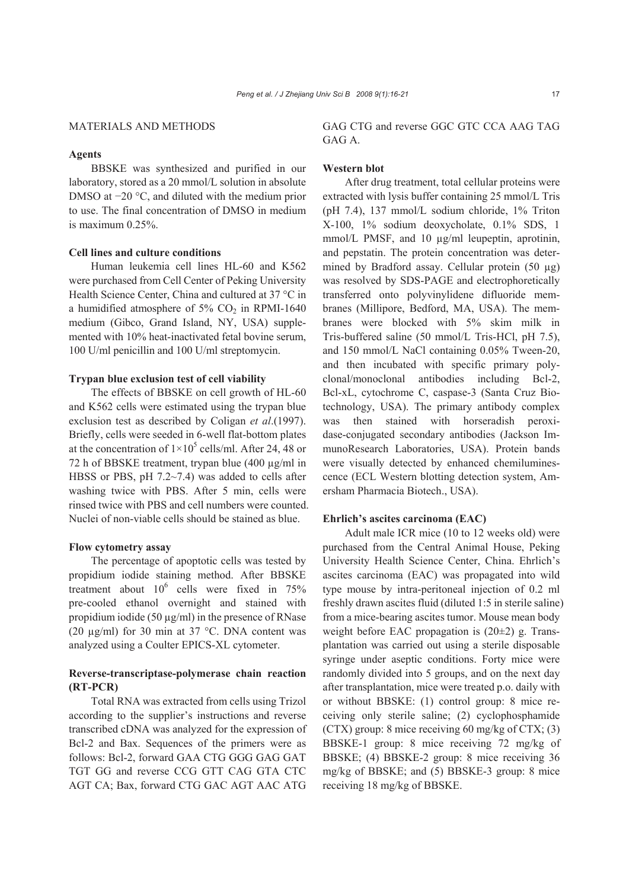## MATERIALS AND METHODS

### Agents

BBSKE was synthesized and purified in our laboratory, stored as a 20 mmol/L solution in absolute DMSO at −20 °C, and diluted with the medium prior to use. The final concentration of DMSO in medium is maximum 0.25%.

### Cell lines and culture conditions

Human leukemia cell lines HL-60 and K562 were purchased from Cell Center of Peking University Health Science Center, China and cultured at 37 °C in a humidified atmosphere of 5% $CO_2$ in RPMI-1640 medium (Gibco, Grand Island, NY, USA) supplemented with 10% heat-inactivated fetal bovine serum, 100 U/ml penicillin and 100 U/ml streptomycin.

### Trypan blue exclusion test of cell viability

The effects of BBSKE on cell growth of HL-60 and K562 cells were estimated using the trypan blue exclusion test as described by Coligan *et al*.(1997). Briefly, cells were seeded in 6-well flat-bottom plates at the concentration of $1\times10^5$ cells/ml. After 24, 48 or 72 h of BBSKE treatment, trypan blue (400 μg/ml in HBSS or PBS, pH 7.2~7.4) was added to cells after washing twice with PBS. After 5 min, cells were rinsed twice with PBS and cell numbers were counted. Nuclei of non-viable cells should be stained as blue.

### Flow cytometry assay

The percentage of apoptotic cells was tested by propidium iodide staining method. After BBSKE treatment about $10^6$ cells were fixed in 75% pre-cooled ethanol overnight and stained with propidium iodide (50 μg/ml) in the presence of RNase (20 μg/ml) for 30 min at 37 °C. DNA content was analyzed using a Coulter EPICS-XL cytometer.

### Reverse-transcriptase-polymerase chain reaction (RT-PCR)

Total RNA was extracted from cells using Trizol according to the supplier's instructions and reverse transcribed cDNA was analyzed for the expression of Bcl-2 and Bax. Sequences of the primers were as follows: Bcl-2, forward GAA CTG GGG GAG GAT TGT GG and reverse CCG GTT CAG GTA CTC AGT CA; Bax, forward CTG GAC AGT AAC ATG GAG CTG and reverse GGC GTC CCA AAG TAG GAG A.

### Western blot

After drug treatment, total cellular proteins were extracted with lysis buffer containing 25 mmol/L Tris (pH 7.4), 137 mmol/L sodium chloride, 1% Triton X-100, 1% sodium deoxycholate, 0.1% SDS, 1 mmol/L PMSF, and 10 μg/ml leupeptin, aprotinin, and pepstatin. The protein concentration was determined by Bradford assay. Cellular protein (50 μg) was resolved by SDS-PAGE and electrophoretically transferred onto polyvinylidene difluoride membranes (Millipore, Bedford, MA, USA). The membranes were blocked with 5% skim milk in Tris-buffered saline (50 mmol/L Tris-HCl, pH 7.5), and 150 mmol/L NaCl containing 0.05% Tween-20, and then incubated with specific primary polyclonal/monoclonal antibodies including Bcl-2, Bcl-xL, cytochrome C, caspase-3 (Santa Cruz Biotechnology, USA). The primary antibody complex was then stained with horseradish peroxidase-conjugated secondary antibodies (Jackson ImmunoResearch Laboratories, USA). Protein bands were visually detected by enhanced chemiluminescence (ECL Western blotting detection system, Amersham Pharmacia Biotech., USA).

### Ehrlich's ascites carcinoma (EAC)

Adult male ICR mice (10 to 12 weeks old) were purchased from the Central Animal House, Peking University Health Science Center, China. Ehrlich's ascites carcinoma (EAC) was propagated into wild type mouse by intra-peritoneal injection of 0.2 ml freshly drawn ascites fluid (diluted 1:5 in sterile saline) from a mice-bearing ascites tumor. Mouse mean body weight before EAC propagation is (20±2) g. Transplantation was carried out using a sterile disposable syringe under aseptic conditions. Forty mice were randomly divided into 5 groups, and on the next day after transplantation, mice were treated p.o. daily with or without BBSKE: (1) control group: 8 mice receiving only sterile saline; (2) cyclophosphamide (CTX) group: 8 mice receiving 60 mg/kg of CTX; (3) BBSKE-1 group: 8 mice receiving 72 mg/kg of BBSKE; (4) BBSKE-2 group: 8 mice receiving 36 mg/kg of BBSKE; and (5) BBSKE-3 group: 8 mice receiving 18 mg/kg of BBSKE.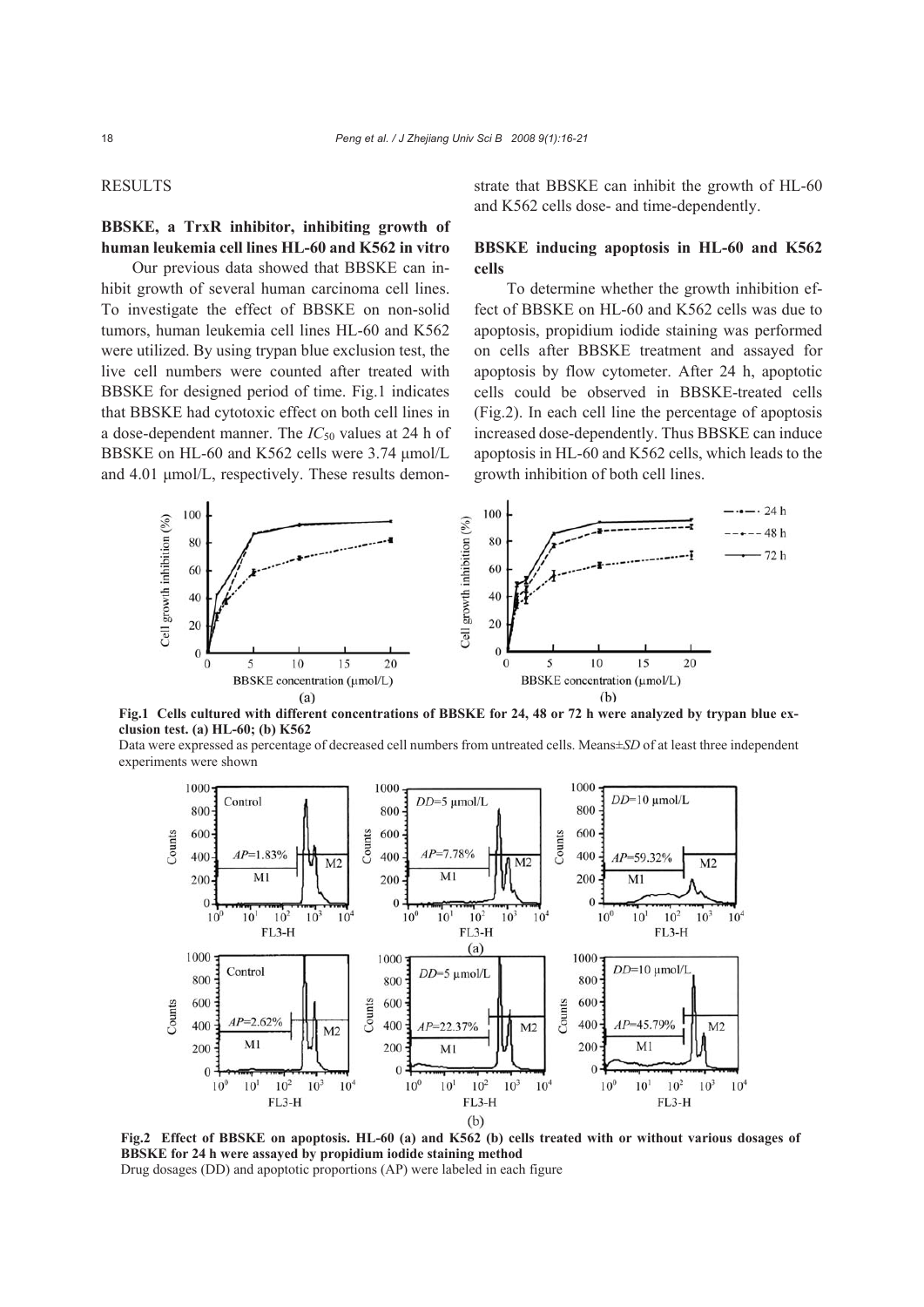## RESULTS

### BBSKE, a TrxR inhibitor, inhibiting growth of human leukemia cell lines HL-60 and K562 in vitro

Our previous data showed that BBSKE can inhibit growth of several human carcinoma cell lines. To investigate the effect of BBSKE on non-solid tumors, human leukemia cell lines HL-60 and K562 were utilized. By using trypan blue exclusion test, the live cell numbers were counted after treated with BBSKE for designed period of time. Fig.1 indicates that BBSKE had cytotoxic effect on both cell lines in a dose-dependent manner. The $IC_{50}$ values at 24 h of BBSKE on HL-60 and K562 cells were 3.74 μmol/L and 4.01 μmol/L, respectively. These results demonstrate that BBSKE can inhibit the growth of HL-60 and K562 cells dose- and time-dependently.

### BBSKE inducing apoptosis in HL-60 and K562 cells

To determine whether the growth inhibition effect of BBSKE on HL-60 and K562 cells was due to apoptosis, propidium iodide staining was performed on cells after BBSKE treatment and assayed for apoptosis by flow cytometer. After 24 h, apoptotic cells could be observed in BBSKE-treated cells (Fig.2). In each cell line the percentage of apoptosis increased dose-dependently. Thus BBSKE can induce apoptosis in HL-60 and K562 cells, which leads to the growth inhibition of both cell lines.

**Fig.1 Cells cultured with different concentrations of BBSKE for 24, 48 or 72 h were analyzed by trypan blue exclusion test. (a) HL-60; (b) K562**

Data were expressed as percentage of decreased cell numbers from untreated cells. Means±*SD* of at least three independent experiments were shown

**Fig.2 Effect of BBSKE on apoptosis. HL-60 (a) and K562 (b) cells treated with or without various dosages of BBSKE for 24 h were assayed by propidium iodide staining method**

Drug dosages (DD) and apoptotic proportions (AP) were labeled in each figure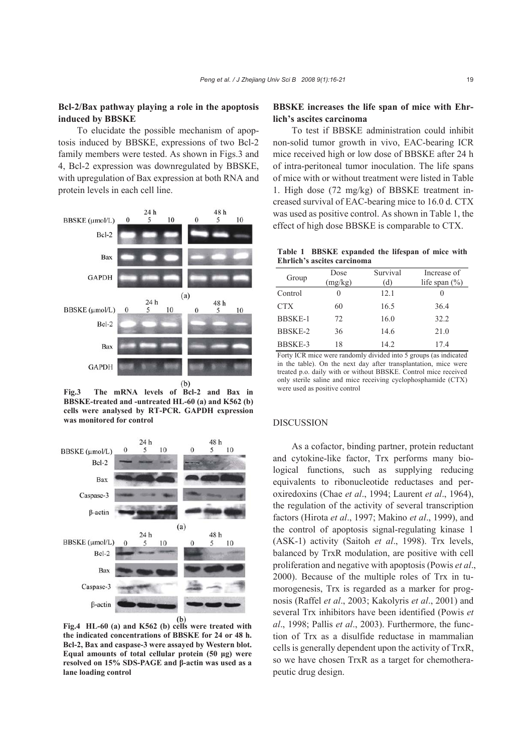**Bcl-2/Bax pathway playing a role in the apoptosis induced by BBSKE**

To elucidate the possible mechanism of apoptosis induced by BBSKE, expressions of two Bcl-2 family members were tested. As shown in Figs.3 and 4, Bcl-2 expression was downregulated by BBSKE, with upregulation of Bax expression at both RNA and protein levels in each cell line.

**Fig.3 The mRNA levels of Bcl-2 and Bax in BBSKE-treated and -untreated HL-60 (a) and K562 (b) cells were analysed by RT-PCR. GAPDH expression was monitored for control**

**Fig.4 HL-60 (a) and K562 (b) cells were treated with the indicated concentrations of BBSKE for 24 or 48 h. Bcl-2, Bax and caspase-3 were assayed by Western blot. Equal amounts of total cellular protein (50 μg) were resolved on 15% SDS-PAGE and β-actin was used as a lane loading control**

**BBSKE increases the life span of mice with Ehrlich's ascites carcinoma**

To test if BBSKE administration could inhibit non-solid tumor growth in vivo, EAC-bearing ICR mice received high or low dose of BBSKE after 24 h of intra-peritoneal tumor inoculation. The life spans of mice with or without treatment were listed in Table 1. High dose (72 mg/kg) of BBSKE treatment increased survival of EAC-bearing mice to 16.0 d. CTX was used as positive control. As shown in Table 1, the effect of high dose BBSKE is comparable to CTX.

**Table 1 BBSKE expanded the lifespan of mice with Ehrlich's ascites carcinoma**

| Group | Dose (mg/kg) | Survival (d) | Increase of life span (%) |
|---|---|---|---|
| Control | 0 | 12.1 | 0 |
| CTX | 60 | 16.5 | 36.4 |
| BBSKE-1 | 72 | 16.0 | 32.2 |
| BBSKE-2 | 36 | 14.6 | 21.0 |
| BBSKE-3 | 18 | 14.2 | 17.4 |

Forty ICR mice were randomly divided into 5 groups (as indicated in the table). On the next day after transplantation, mice were treated p.o. daily with or without BBSKE. Control mice received only sterile saline and mice receiving cyclophosphamide (CTX) were used as positive control

## DISCUSSION

As a cofactor, binding partner, protein reductant and cytokine-like factor, Trx performs many biological functions, such as supplying reducing equivalents to ribonucleotide reductases and peroxiredoxins (Chae *et al*., 1994; Laurent *et al*., 1964), the regulation of the activity of several transcription factors (Hirota *et al*., 1997; Makino *et al*., 1999), and the control of apoptosis signal-regulating kinase 1 (ASK-1) activity (Saitoh *et al*., 1998). Trx levels, balanced by TrxR modulation, are positive with cell proliferation and negative with apoptosis (Powis *et al*., 2000). Because of the multiple roles of Trx in tumorogenesis, Trx is regarded as a marker for prognosis (Raffel *et al*., 2003; Kakolyris *et al*., 2001) and several Trx inhibitors have been identified (Powis *et al*., 1998; Pallis *et al*., 2003). Furthermore, the function of Trx as a disulfide reductase in mammalian cells is generally dependent upon the activity of TrxR, so we have chosen TrxR as a target for chemotherapeutic drug design.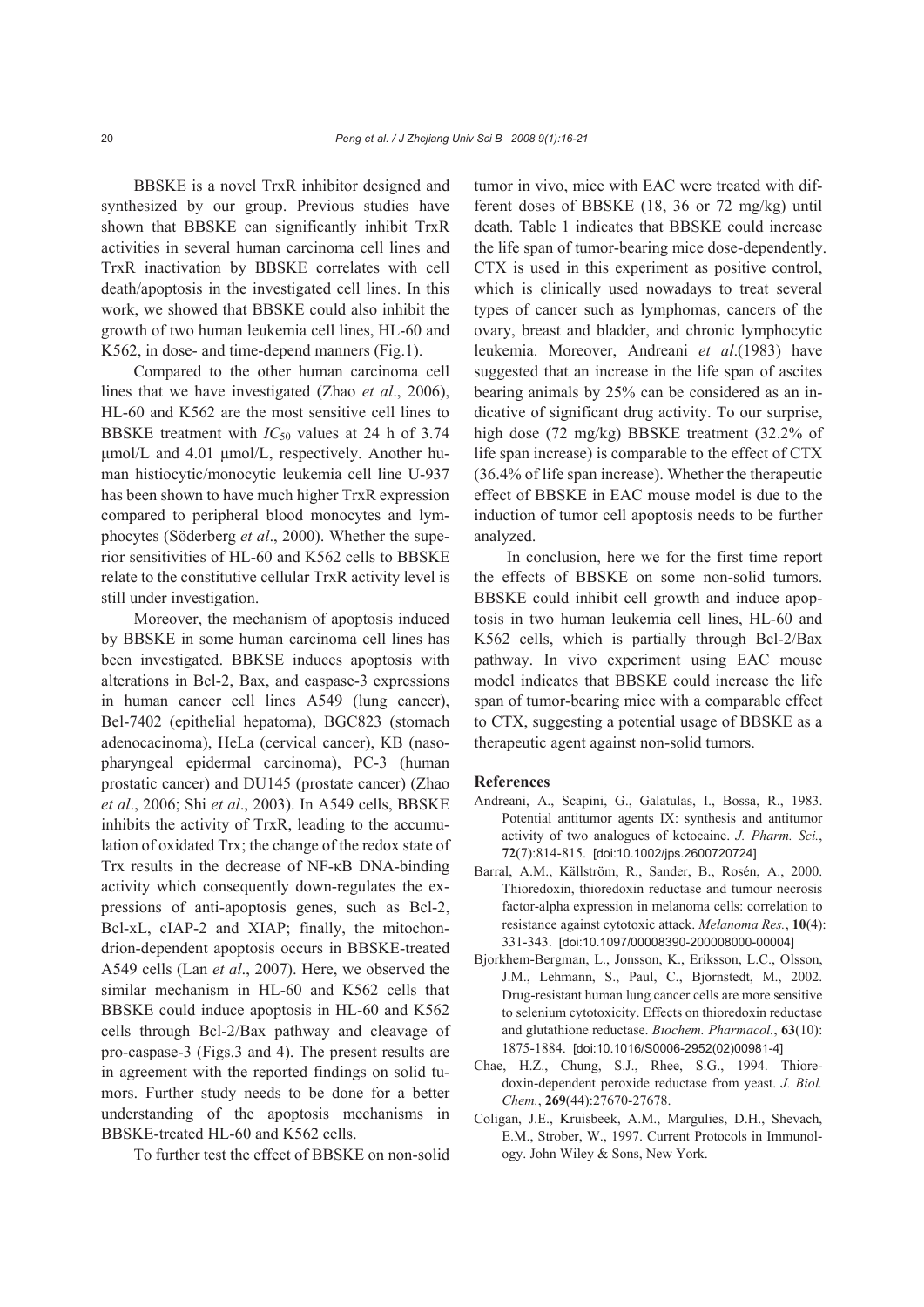BBSKE is a novel TrxR inhibitor designed and synthesized by our group. Previous studies have shown that BBSKE can significantly inhibit TrxR activities in several human carcinoma cell lines and TrxR inactivation by BBSKE correlates with cell death/apoptosis in the investigated cell lines. In this work, we showed that BBSKE could also inhibit the growth of two human leukemia cell lines, HL-60 and K562, in dose- and time-depend manners (Fig.1).

Compared to the other human carcinoma cell lines that we have investigated (Zhao *et al*., 2006), HL-60 and K562 are the most sensitive cell lines to BBSKE treatment with $IC_{50}$ values at 24 h of 3.74 μmol/L and 4.01 μmol/L, respectively. Another human histiocytic/monocytic leukemia cell line U-937 has been shown to have much higher TrxR expression compared to peripheral blood monocytes and lymphocytes (Söderberg *et al*., 2000). Whether the superior sensitivities of HL-60 and K562 cells to BBSKE relate to the constitutive cellular TrxR activity level is still under investigation.

Moreover, the mechanism of apoptosis induced by BBSKE in some human carcinoma cell lines has been investigated. BBKSE induces apoptosis with alterations in Bcl-2, Bax, and caspase-3 expressions in human cancer cell lines A549 (lung cancer), Bel-7402 (epithelial hepatoma), BGC823 (stomach adenocacinoma), HeLa (cervical cancer), KB (nasopharyngeal epidermal carcinoma), PC-3 (human prostatic cancer) and DU145 (prostate cancer) (Zhao *et al*., 2006; Shi *et al*., 2003). In A549 cells, BBSKE inhibits the activity of TrxR, leading to the accumulation of oxidated Trx; the change of the redox state of Trx results in the decrease of NF-κB DNA-binding activity which consequently down-regulates the expressions of anti-apoptosis genes, such as Bcl-2, Bcl-xL, cIAP-2 and XIAP; finally, the mitochondrion-dependent apoptosis occurs in BBSKE-treated A549 cells (Lan *et al*., 2007). Here, we observed the similar mechanism in HL-60 and K562 cells that BBSKE could induce apoptosis in HL-60 and K562 cells through Bcl-2/Bax pathway and cleavage of pro-caspase-3 (Figs.3 and 4). The present results are in agreement with the reported findings on solid tumors. Further study needs to be done for a better understanding of the apoptosis mechanisms in BBSKE-treated HL-60 and K562 cells.

To further test the effect of BBSKE on non-solid tumor in vivo, mice with EAC were treated with different doses of BBSKE (18, 36 or 72 mg/kg) until death. Table 1 indicates that BBSKE could increase the life span of tumor-bearing mice dose-dependently. CTX is used in this experiment as positive control, which is clinically used nowadays to treat several types of cancer such as lymphomas, cancers of the ovary, breast and bladder, and chronic lymphocytic leukemia. Moreover, Andreani *et al*.(1983) have suggested that an increase in the life span of ascites bearing animals by 25% can be considered as an indicative of significant drug activity. To our surprise, high dose (72 mg/kg) BBSKE treatment (32.2% of life span increase) is comparable to the effect of CTX (36.4% of life span increase). Whether the therapeutic effect of BBSKE in EAC mouse model is due to the induction of tumor cell apoptosis needs to be further analyzed.

In conclusion, here we for the first time report the effects of BBSKE on some non-solid tumors. BBSKE could inhibit cell growth and induce apoptosis in two human leukemia cell lines, HL-60 and K562 cells, which is partially through Bcl-2/Bax pathway. In vivo experiment using EAC mouse model indicates that BBSKE could increase the life span of tumor-bearing mice with a comparable effect to CTX, suggesting a potential usage of BBSKE as a therapeutic agent against non-solid tumors.

## References

Andreani, A., Scapini, G., Galatulas, I., Bossa, R., 1983. Potential antitumor agents IX: synthesis and antitumor activity of two analogues of ketocaine. *J. Pharm. Sci.*, **72**(7):814-815. [doi:10.1002/jps.2600720724]

Barral, A.M., Källström, R., Sander, B., Rosén, A., 2000. Thioredoxin, thioredoxin reductase and tumour necrosis factor-alpha expression in melanoma cells: correlation to resistance against cytotoxic attack. *Melanoma Res.*, **10**(4): 331-343. [doi:10.1097/00008390-200008000-00004]

Bjorkhem-Bergman, L., Jonsson, K., Eriksson, L.C., Olsson, J.M., Lehmann, S., Paul, C., Bjornstedt, M., 2002. Drug-resistant human lung cancer cells are more sensitive to selenium cytotoxicity. Effects on thioredoxin reductase and glutathione reductase. *Biochem. Pharmacol.*, **63**(10): 1875-1884. [doi:10.1016/S0006-2952(02)00981-4]

Chae, H.Z., Chung, S.J., Rhee, S.G., 1994. Thioredoxin-dependent peroxide reductase from yeast. *J. Biol. Chem.*, **269**(44):27670-27678.

Coligan, J.E., Kruisbeek, A.M., Margulies, D.H., Shevach, E.M., Strober, W., 1997. Current Protocols in Immunology. John Wiley & Sons, New York.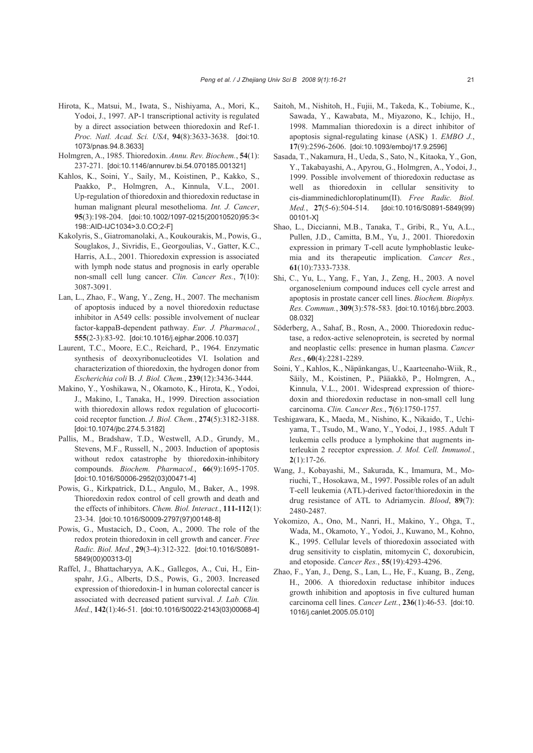Hirota, K., Matsui, M., Iwata, S., Nishiyama, A., Mori, K., Yodoi, J., 1997. AP-1 transcriptional activity is regulated by a direct association between thioredoxin and Ref-1. *Proc. Natl. Acad. Sci. USA*, **94**(8):3633-3638. [doi:10.1073/pnas.94.8.3633]

Holmgren, A., 1985. Thioredoxin. *Annu. Rev. Biochem.*, **54**(1): 237-271. [doi:10.1146/annurev.bi.54.070185.001321]

Kahlos, K., Soini, Y., Saily, M., Koistinen, P., Kakko, S., Paakko, P., Holmgren, A., Kinnula, V.L., 2001. Up-regulation of thioredoxin and thioredoxin reductase in human malignant pleural mesothelioma. *Int. J. Cancer*, **95**(3):198-204. [doi:10.1002/1097-0215(20010520)95:3<198::AID-IJC1034>3.0.CO;2-F]

Kakolyris, S., Giatromanolaki, A., Koukourakis, M., Powis, G., Souglakos, J., Sivridis, E., Georgoulias, V., Gatter, K.C., Harris, A.L., 2001. Thioredoxin expression is associated with lymph node status and prognosis in early operable non-small cell lung cancer. *Clin. Cancer Res.*, **7**(10): 3087-3091.

Lan, L., Zhao, F., Wang, Y., Zeng, H., 2007. The mechanism of apoptosis induced by a novel thioredoxin reductase inhibitor in A549 cells: possible involvement of nuclear factor-kappaB-dependent pathway. *Eur. J. Pharmacol.*, **555**(2-3):83-92. [doi:10.1016/j.ejphar.2006.10.037]

Laurent, T.C., Moore, E.C., Reichard, P., 1964. Enzymatic synthesis of deoxyribonucleotides VI. Isolation and characterization of thioredoxin, the hydrogen donor from *Escherichia coli* B. *J. Biol. Chem.*, **239**(12):3436-3444.

Makino, Y., Yoshikawa, N., Okamoto, K., Hirota, K., Yodoi, J., Makino, I., Tanaka, H., 1999. Direction association with thioredoxin allows redox regulation of glucocorticoid receptor function. *J. Biol. Chem.*, **274**(5):3182-3188. [doi:10.1074/jbc.274.5.3182]

Pallis, M., Bradshaw, T.D., Westwell, A.D., Grundy, M., Stevens, M.F., Russell, N., 2003. Induction of apoptosis without redox catastrophe by thioredoxin-inhibitory compounds. *Biochem. Pharmacol.*, **66**(9):1695-1705. [doi:10.1016/S0006-2952(03)00471-4]

Powis, G., Kirkpatrick, D.L., Angulo, M., Baker, A., 1998. Thioredoxin redox control of cell growth and death and the effects of inhibitors. *Chem. Biol. Interact.*, **111-112**(1): 23-34. [doi:10.1016/S0009-2797(97)00148-8]

Powis, G., Mustacich, D., Coon, A., 2000. The role of the redox protein thioredoxin in cell growth and cancer. *Free Radic. Biol. Med.*, **29**(3-4):312-322. [doi:10.1016/S0891-5849(00)00313-0]

Raffel, J., Bhattacharyya, A.K., Gallegos, A., Cui, H., Einspahr, J.G., Alberts, D.S., Powis, G., 2003. Increased expression of thioredoxin-1 in human colorectal cancer is associated with decreased patient survival. *J. Lab. Clin. Med.*, **142**(1):46-51. [doi:10.1016/S0022-2143(03)00068-4]

Saitoh, M., Nishitoh, H., Fujii, M., Takeda, K., Tobiume, K., Sawada, Y., Kawabata, M., Miyazono, K., Ichijo, H., 1998. Mammalian thioredoxin is a direct inhibitor of apoptosis signal-regulating kinase (ASK) 1. *EMBO J.*, **17**(9):2596-2606. [doi:10.1093/emboj/17.9.2596]

Sasada, T., Nakamura, H., Ueda, S., Sato, N., Kitaoka, Y., Gon, Y., Takabayashi, A., Apyrou, G., Holmgren, A., Yodoi, J., 1999. Possible involvement of thioredoxin reductase as well as thioredoxin in cellular sensitivity to cis-diamminedichloroplatinum(II). *Free Radic. Biol. Med.*, **27**(5-6):504-514. [doi:10.1016/S0891-5849(99)00101-X]

Shao, L., Diccianni, M.B., Tanaka, T., Gribi, R., Yu, A.L., Pullen, J.D., Camitta, B.M., Yu, J., 2001. Thioredoxin expression in primary T-cell acute lymphoblastic leukemia and its therapeutic implication. *Cancer Res.*, **61**(10):7333-7338.

Shi, C., Yu, L., Yang, F., Yan, J., Zeng, H., 2003. A novel organoselenium compound induces cell cycle arrest and apoptosis in prostate cancer cell lines. *Biochem. Biophys. Res. Commun.*, **309**(3):578-583. [doi:10.1016/j.bbrc.2003.08.032]

Söderberg, A., Sahaf, B., Rosn, A., 2000. Thioredoxin reductase, a redox-active selenoprotein, is secreted by normal and neoplastic cells: presence in human plasma. *Cancer Res.*, **60**(4):2281-2289.

Soini, Y., Kahlos, K., Näpänkangas, U., Kaarteenaho-Wiik, R., Säily, M., Koistinen, P., Pääakkö, P., Holmgren, A., Kinnula, V.L., 2001. Widespread expression of thioredoxin and thioredoxin reductase in non-small cell lung carcinoma. *Clin. Cancer Res.*, **7**(6):1750-1757.

Teshigawara, K., Maeda, M., Nishino, K., Nikaido, T., Uchiyama, T., Tsudo, M., Wano, Y., Yodoi, J., 1985. Adult T leukemia cells produce a lymphokine that augments interleukin 2 receptor expression. *J. Mol. Cell. Immunol.*, **2**(1):17-26.

Wang, J., Kobayashi, M., Sakurada, K., Imamura, M., Moriuchi, T., Hosokawa, M., 1997. Possible roles of an adult T-cell leukemia (ATL)-derived factor/thioredoxin in the drug resistance of ATL to Adriamycin. *Blood*, **89**(7): 2480-2487.

Yokomizo, A., Ono, M., Nanri, H., Makino, Y., Ohga, T., Wada, M., Okamoto, Y., Yodoi, J., Kuwano, M., Kohno, K., 1995. Cellular levels of thioredoxin associated with drug sensitivity to cisplatin, mitomycin C, doxorubicin, and etoposide. *Cancer Res.*, **55**(19):4293-4296.

Zhao, F., Yan, J., Deng, S., Lan, L., He, F., Kuang, B., Zeng, H., 2006. A thioredoxin reductase inhibitor induces growth inhibition and apoptosis in five cultured human carcinoma cell lines. *Cancer Lett.*, **236**(1):46-53. [doi:10.1016/j.canlet.2005.05.010]